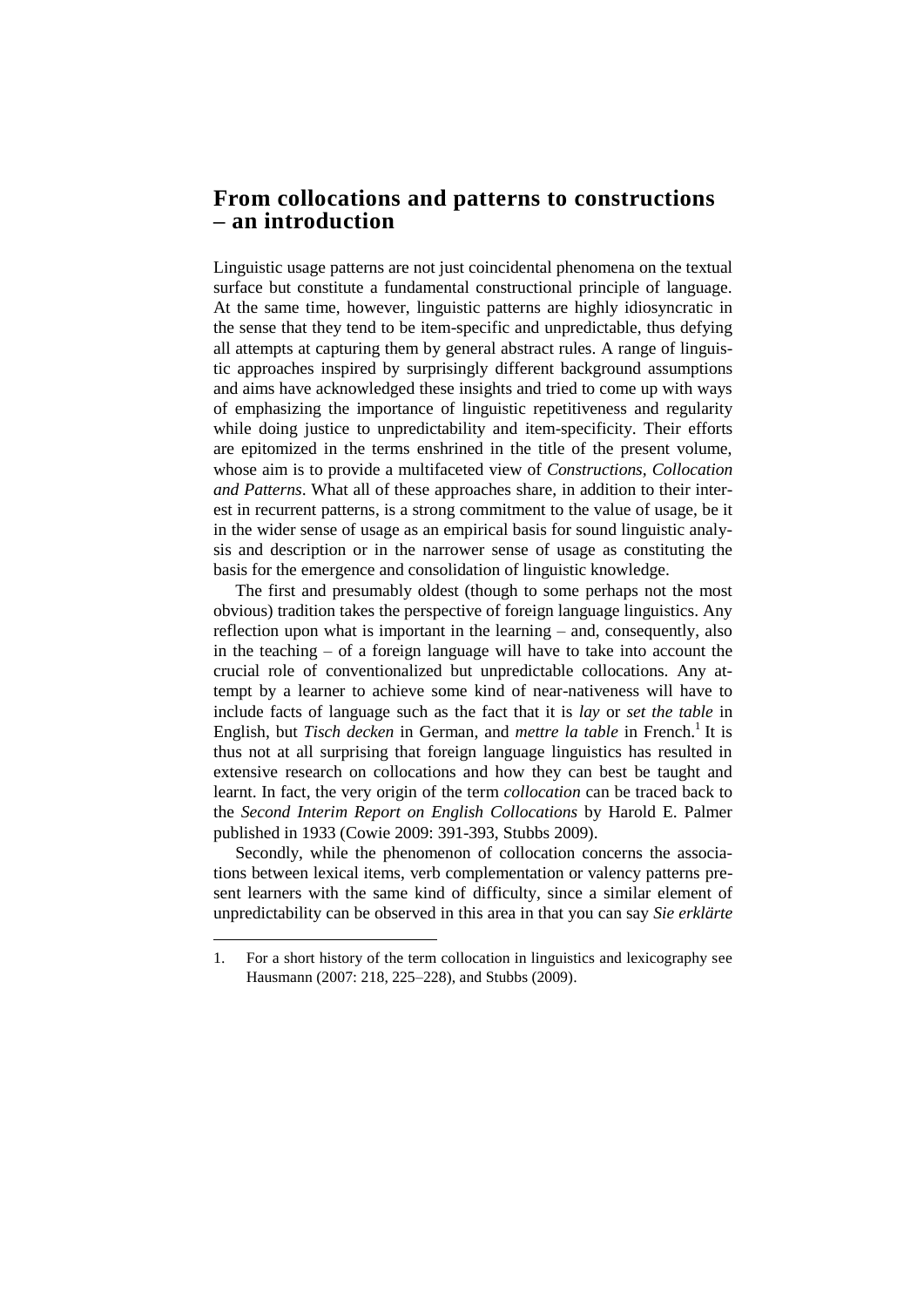# From collocations and patterns to constructions – an introduction

Linguistic usage patterns are not just coincidental phenomena on the textual surface but constitute a fundamental constructional principle of language. At the same time, however, linguistic patterns are highly idiosyncratic in the sense that they tend to be item-specific and unpredictable, thus defying all attempts at capturing them by general abstract rules. A range of linguistic approaches inspired by surprisingly different background assumptions and aims have acknowledged these insights and tried to come up with ways of emphasizing the importance of linguistic repetitiveness and regularity while doing justice to unpredictability and item-specificity. Their efforts are epitomized in the terms enshrined in the title of the present volume, whose aim is to provide a multifaceted view of *Constructions, Collocation and Patterns*. What all of these approaches share, in addition to their interest in recurrent patterns, is a strong commitment to the value of usage, be it in the wider sense of usage as an empirical basis for sound linguistic analysis and description or in the narrower sense of usage as constituting the basis for the emergence and consolidation of linguistic knowledge.

The first and presumably oldest (though to some perhaps not the most obvious) tradition takes the perspective of foreign language linguistics. Any reflection upon what is important in the learning – and, consequently, also in the teaching – of a foreign language will have to take into account the crucial role of conventionalized but unpredictable collocations. Any attempt by a learner to achieve some kind of near-nativeness will have to include facts of language such as the fact that it is *lay* or *set the table* in English, but *Tisch decken* in German, and *mettre la table* in French.[1] It is thus not at all surprising that foreign language linguistics has resulted in extensive research on collocations and how they can best be taught and learnt. In fact, the very origin of the term *collocation* can be traced back to the *Second Interim Report on English Collocations* by Harold E. Palmer published in 1933 (Cowie 2009: 391-393, Stubbs 2009).

Secondly, while the phenomenon of collocation concerns the associations between lexical items, verb complementation or valency patterns present learners with the same kind of difficulty, since a similar element of unpredictability can be observed in this area in that you can say *Sie erklärte*

1. For a short history of the term collocation in linguistics and lexicography see Hausmann (2007: 218, 225–228), and Stubbs (2009).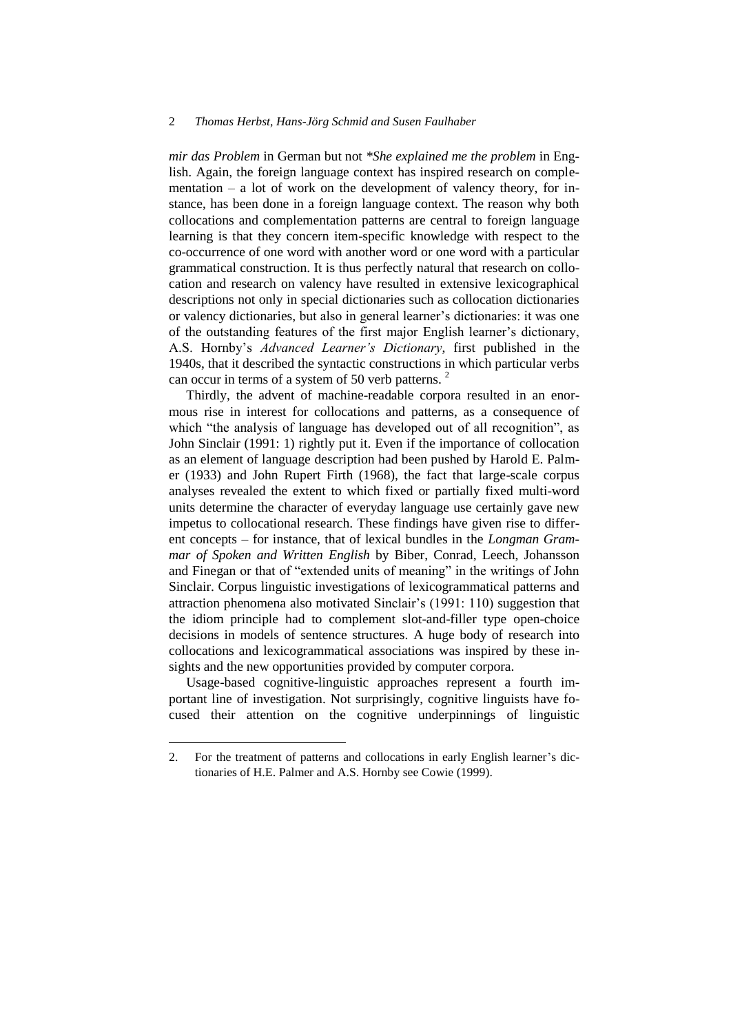*mir das Problem* in German but not **She explained me the problem* in English. Again, the foreign language context has inspired research on complementation – a lot of work on the development of valency theory, for instance, has been done in a foreign language context. The reason why both collocations and complementation patterns are central to foreign language learning is that they concern item-specific knowledge with respect to the co-occurrence of one word with another word or one word with a particular grammatical construction. It is thus perfectly natural that research on collocation and research on valency have resulted in extensive lexicographical descriptions not only in special dictionaries such as collocation dictionaries or valency dictionaries, but also in general learner's dictionaries: it was one of the outstanding features of the first major English learner's dictionary, A.S. Hornby's *Advanced Learner's Dictionary*, first published in the 1940s, that it described the syntactic constructions in which particular verbs can occur in terms of a system of 50 verb patterns. [2]

Thirdly, the advent of machine-readable corpora resulted in an enormous rise in interest for collocations and patterns, as a consequence of which "the analysis of language has developed out of all recognition", as John Sinclair (1991: 1) rightly put it. Even if the importance of collocation as an element of language description had been pushed by Harold E. Palmer (1933) and John Rupert Firth (1968), the fact that large-scale corpus analyses revealed the extent to which fixed or partially fixed multi-word units determine the character of everyday language use certainly gave new impetus to collocational research. These findings have given rise to different concepts – for instance, that of lexical bundles in the *Longman Grammar of Spoken and Written English* by Biber, Conrad, Leech, Johansson and Finegan or that of "extended units of meaning" in the writings of John Sinclair. Corpus linguistic investigations of lexicogrammatical patterns and attraction phenomena also motivated Sinclair's (1991: 110) suggestion that the idiom principle had to complement slot-and-filler type open-choice decisions in models of sentence structures. A huge body of research into collocations and lexicogrammatical associations was inspired by these insights and the new opportunities provided by computer corpora.

Usage-based cognitive-linguistic approaches represent a fourth important line of investigation. Not surprisingly, cognitive linguists have focused their attention on the cognitive underpinnings of linguistic

2. For the treatment of patterns and collocations in early English learner's dictionaries of H.E. Palmer and A.S. Hornby see Cowie (1999).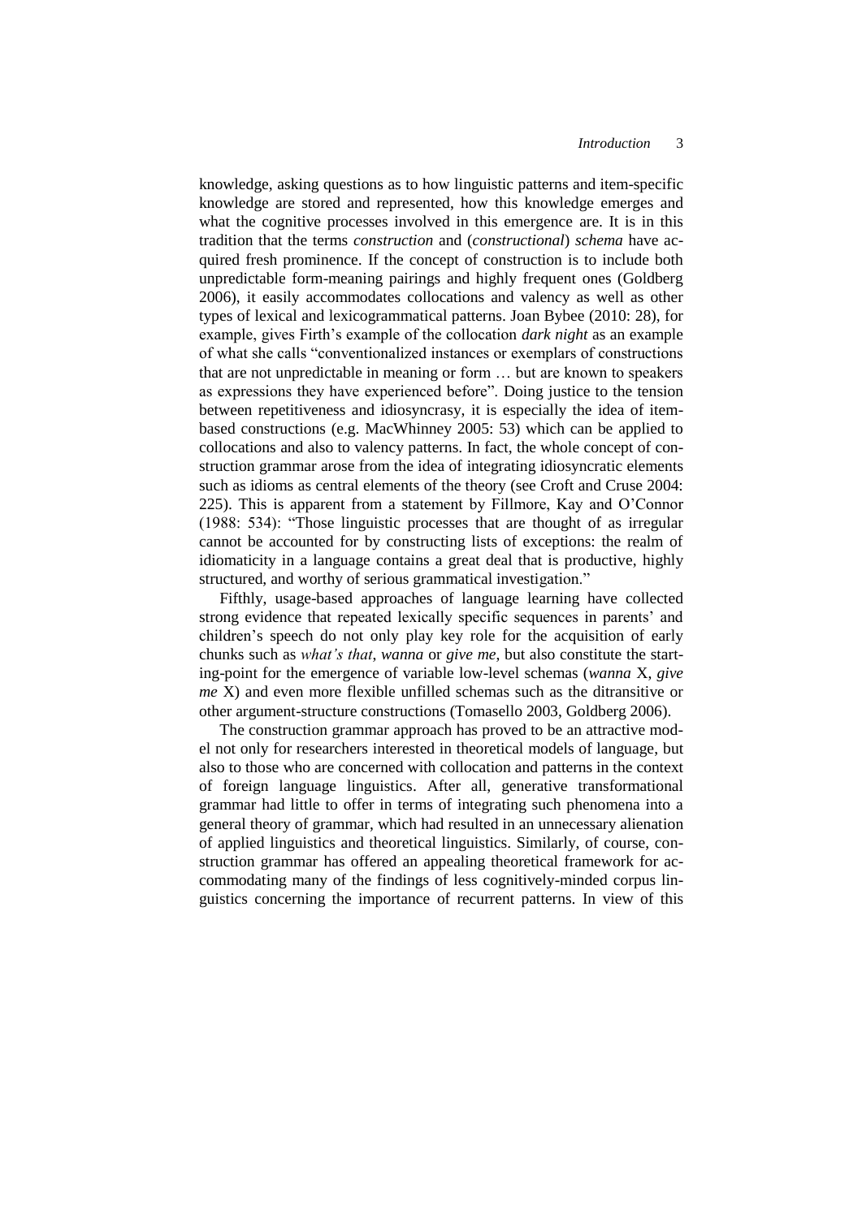knowledge, asking questions as to how linguistic patterns and item-specific knowledge are stored and represented, how this knowledge emerges and what the cognitive processes involved in this emergence are. It is in this tradition that the terms *construction* and (*constructional*) *schema* have acquired fresh prominence. If the concept of construction is to include both unpredictable form-meaning pairings and highly frequent ones (Goldberg 2006), it easily accommodates collocations and valency as well as other types of lexical and lexicogrammatical patterns. Joan Bybee (2010: 28), for example, gives Firth's example of the collocation *dark night* as an example of what she calls "conventionalized instances or exemplars of constructions that are not unpredictable in meaning or form … but are known to speakers as expressions they have experienced before". Doing justice to the tension between repetitiveness and idiosyncrasy, it is especially the idea of item-based constructions (e.g. MacWhinney 2005: 53) which can be applied to collocations and also to valency patterns. In fact, the whole concept of construction grammar arose from the idea of integrating idiosyncratic elements such as idioms as central elements of the theory (see Croft and Cruse 2004: 225). This is apparent from a statement by Fillmore, Kay and O'Connor (1988: 534): "Those linguistic processes that are thought of as irregular cannot be accounted for by constructing lists of exceptions: the realm of idiomaticity in a language contains a great deal that is productive, highly structured, and worthy of serious grammatical investigation."

Fifthly, usage-based approaches of language learning have collected strong evidence that repeated lexically specific sequences in parents' and children's speech do not only play key role for the acquisition of early chunks such as *what's that*, *wanna* or *give me*, but also constitute the starting-point for the emergence of variable low-level schemas (*wanna* X, *give me* X) and even more flexible unfilled schemas such as the ditransitive or other argument-structure constructions (Tomasello 2003, Goldberg 2006).

The construction grammar approach has proved to be an attractive model not only for researchers interested in theoretical models of language, but also to those who are concerned with collocation and patterns in the context of foreign language linguistics. After all, generative transformational grammar had little to offer in terms of integrating such phenomena into a general theory of grammar, which had resulted in an unnecessary alienation of applied linguistics and theoretical linguistics. Similarly, of course, construction grammar has offered an appealing theoretical framework for accommodating many of the findings of less cognitively-minded corpus linguistics concerning the importance of recurrent patterns. In view of this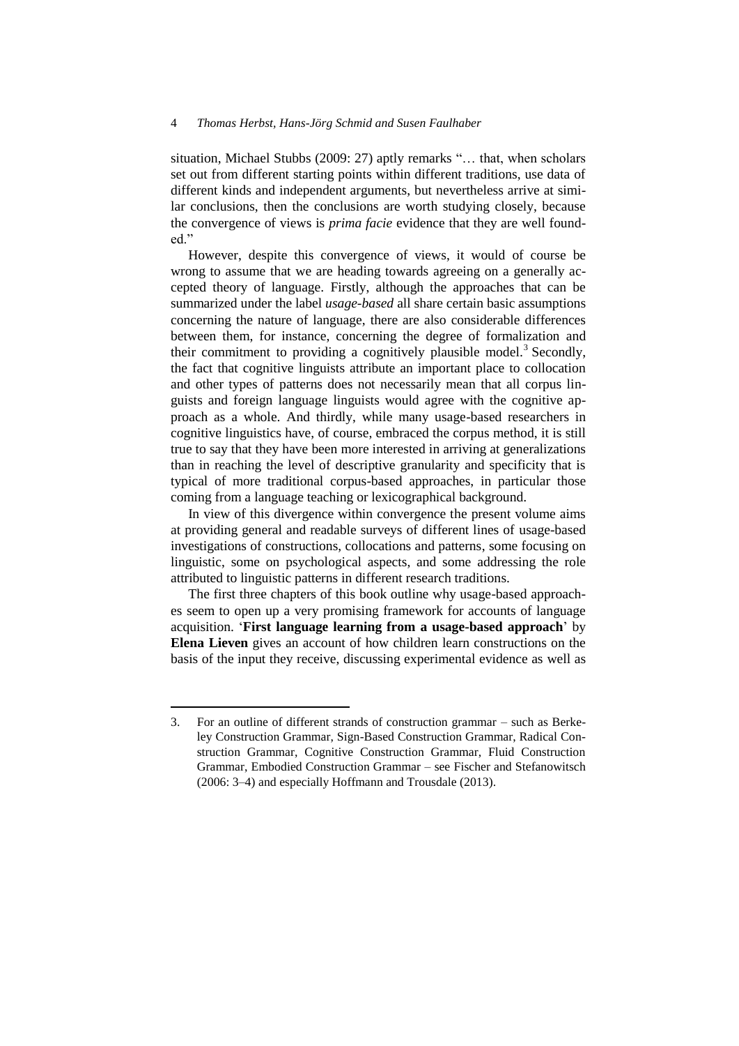situation, Michael Stubbs (2009: 27) aptly remarks "… that, when scholars set out from different starting points within different traditions, use data of different kinds and independent arguments, but nevertheless arrive at similar conclusions, then the conclusions are worth studying closely, because the convergence of views is *prima facie* evidence that they are well founded."

However, despite this convergence of views, it would of course be wrong to assume that we are heading towards agreeing on a generally accepted theory of language. Firstly, although the approaches that can be summarized under the label *usage-based* all share certain basic assumptions concerning the nature of language, there are also considerable differences between them, for instance, concerning the degree of formalization and their commitment to providing a cognitively plausible model.[3] Secondly, the fact that cognitive linguists attribute an important place to collocation and other types of patterns does not necessarily mean that all corpus linguists and foreign language linguists would agree with the cognitive approach as a whole. And thirdly, while many usage-based researchers in cognitive linguistics have, of course, embraced the corpus method, it is still true to say that they have been more interested in arriving at generalizations than in reaching the level of descriptive granularity and specificity that is typical of more traditional corpus-based approaches, in particular those coming from a language teaching or lexicographical background.

In view of this divergence within convergence the present volume aims at providing general and readable surveys of different lines of usage-based investigations of constructions, collocations and patterns, some focusing on linguistic, some on psychological aspects, and some addressing the role attributed to linguistic patterns in different research traditions.

The first three chapters of this book outline why usage-based approaches seem to open up a very promising framework for accounts of language acquisition. '**First language learning from a usage-based approach**' by **Elena Lieven** gives an account of how children learn constructions on the basis of the input they receive, discussing experimental evidence as well as

3. For an outline of different strands of construction grammar – such as Berkeley Construction Grammar, Sign-Based Construction Grammar, Radical Construction Grammar, Cognitive Construction Grammar, Fluid Construction Grammar, Embodied Construction Grammar – see Fischer and Stefanowitsch (2006: 3–4) and especially Hoffmann and Trousdale (2013).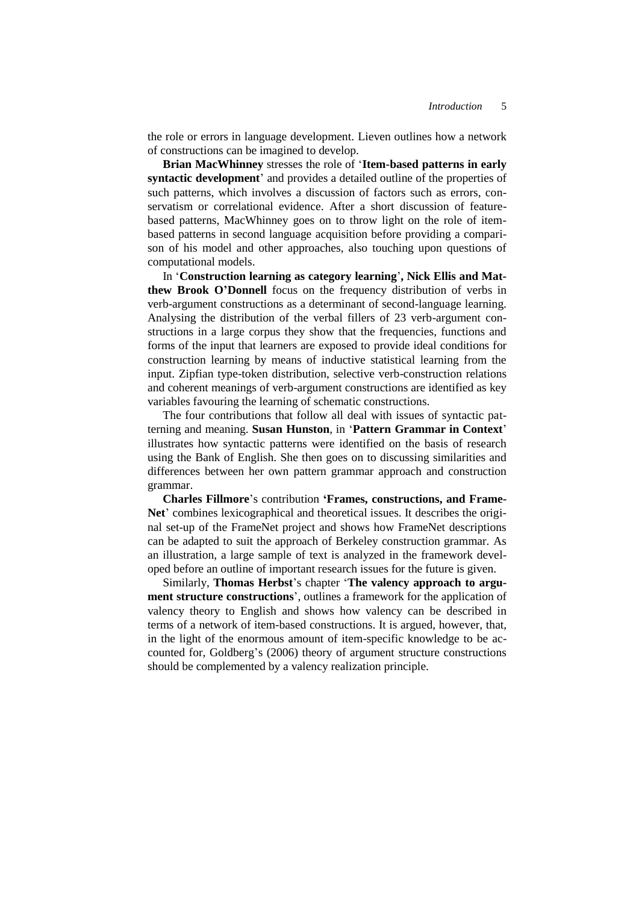the role or errors in language development. Lieven outlines how a network of constructions can be imagined to develop.

**Brian MacWhinney** stresses the role of '**Item-based patterns in early syntactic development**' and provides a detailed outline of the properties of such patterns, which involves a discussion of factors such as errors, conservatism or correlational evidence. After a short discussion of feature-based patterns, MacWhinney goes on to throw light on the role of item-based patterns in second language acquisition before providing a comparison of his model and other approaches, also touching upon questions of computational models.

In '**Construction learning as category learning**', **Nick Ellis and Matthew Brook O'Donnell** focus on the frequency distribution of verbs in verb-argument constructions as a determinant of second-language learning. Analysing the distribution of the verbal fillers of 23 verb-argument constructions in a large corpus they show that the frequencies, functions and forms of the input that learners are exposed to provide ideal conditions for construction learning by means of inductive statistical learning from the input. Zipfian type-token distribution, selective verb-construction relations and coherent meanings of verb-argument constructions are identified as key variables favouring the learning of schematic constructions.

The four contributions that follow all deal with issues of syntactic patterning and meaning. **Susan Hunston**, in '**Pattern Grammar in Context**' illustrates how syntactic patterns were identified on the basis of research using the Bank of English. She then goes on to discussing similarities and differences between her own pattern grammar approach and construction grammar.

**Charles Fillmore**'s contribution **'Frames, constructions, and FrameNet**' combines lexicographical and theoretical issues. It describes the original set-up of the FrameNet project and shows how FrameNet descriptions can be adapted to suit the approach of Berkeley construction grammar. As an illustration, a large sample of text is analyzed in the framework developed before an outline of important research issues for the future is given.

Similarly, **Thomas Herbst**'s chapter '**The valency approach to argument structure constructions**', outlines a framework for the application of valency theory to English and shows how valency can be described in terms of a network of item-based constructions. It is argued, however, that, in the light of the enormous amount of item-specific knowledge to be accounted for, Goldberg's (2006) theory of argument structure constructions should be complemented by a valency realization principle.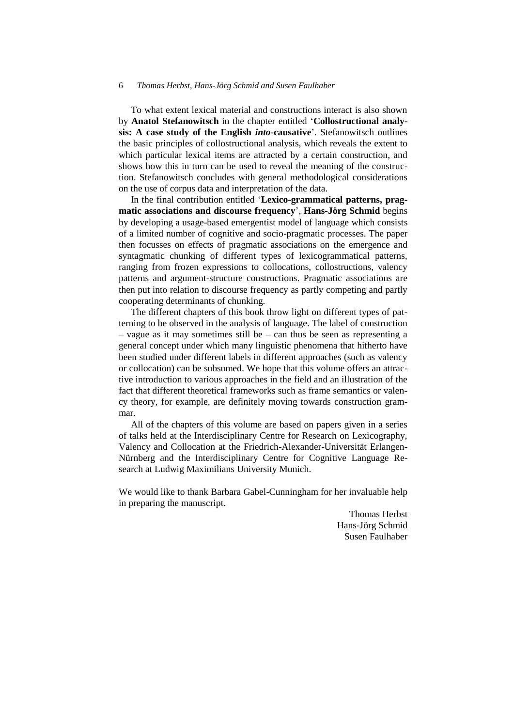To what extent lexical material and constructions interact is also shown by **Anatol Stefanowitsch** in the chapter entitled '**Collostructional analysis: A case study of the English *into*-causative**'. Stefanowitsch outlines the basic principles of collostructional analysis, which reveals the extent to which particular lexical items are attracted by a certain construction, and shows how this in turn can be used to reveal the meaning of the construction. Stefanowitsch concludes with general methodological considerations on the use of corpus data and interpretation of the data.

In the final contribution entitled '**Lexico-grammatical patterns, pragmatic associations and discourse frequency**', **Hans-Jörg Schmid** begins by developing a usage-based emergentist model of language which consists of a limited number of cognitive and socio-pragmatic processes. The paper then focusses on effects of pragmatic associations on the emergence and syntagmatic chunking of different types of lexicogrammatical patterns, ranging from frozen expressions to collocations, collostructions, valency patterns and argument-structure constructions. Pragmatic associations are then put into relation to discourse frequency as partly competing and partly cooperating determinants of chunking.

The different chapters of this book throw light on different types of patterning to be observed in the analysis of language. The label of construction – vague as it may sometimes still be – can thus be seen as representing a general concept under which many linguistic phenomena that hitherto have been studied under different labels in different approaches (such as valency or collocation) can be subsumed. We hope that this volume offers an attractive introduction to various approaches in the field and an illustration of the fact that different theoretical frameworks such as frame semantics or valency theory, for example, are definitely moving towards construction grammar.

All of the chapters of this volume are based on papers given in a series of talks held at the Interdisciplinary Centre for Research on Lexicography, Valency and Collocation at the Friedrich-Alexander-Universität Erlangen-Nürnberg and the Interdisciplinary Centre for Cognitive Language Research at Ludwig Maximilians University Munich.

We would like to thank Barbara Gabel-Cunningham for her invaluable help in preparing the manuscript.

Thomas Herbst
Hans-Jörg Schmid
Susen Faulhaber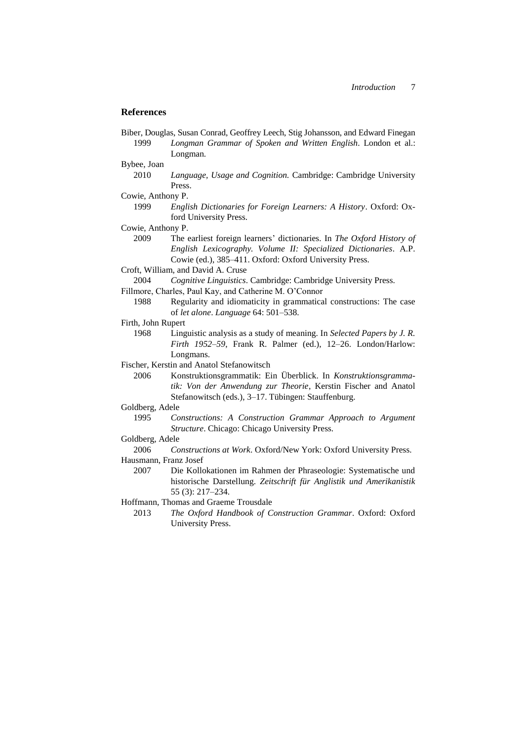## References

Biber, Douglas, Susan Conrad, Geoffrey Leech, Stig Johansson, and Edward Finegan
1999 *Longman Grammar of Spoken and Written English*. London et al.: Longman.

Bybee, Joan
2010 *Language, Usage and Cognition.* Cambridge: Cambridge University Press.

Cowie, Anthony P.
1999 *English Dictionaries for Foreign Learners: A History*. Oxford: Oxford University Press.

Cowie, Anthony P.
2009 The earliest foreign learners' dictionaries. In *The Oxford History of English Lexicography. Volume II: Specialized Dictionaries*. A.P. Cowie (ed.), 385–411. Oxford: Oxford University Press.

Croft, William, and David A. Cruse
2004 *Cognitive Linguistics*. Cambridge: Cambridge University Press.

Fillmore, Charles, Paul Kay, and Catherine M. O'Connor
1988 Regularity and idiomaticity in grammatical constructions: The case of *let alone*. *Language* 64: 501–538.

Firth, John Rupert
1968 Linguistic analysis as a study of meaning. In *Selected Papers by J. R. Firth 1952–59*, Frank R. Palmer (ed.), 12–26. London/Harlow: Longmans.

Fischer, Kerstin and Anatol Stefanowitsch
2006 Konstruktionsgrammatik: Ein Überblick. In *Konstruktionsgrammatik: Von der Anwendung zur Theorie*, Kerstin Fischer and Anatol Stefanowitsch (eds.), 3–17. Tübingen: Stauffenburg.

Goldberg, Adele
1995 *Constructions: A Construction Grammar Approach to Argument Structure*. Chicago: Chicago University Press.

Goldberg, Adele
2006 *Constructions at Work*. Oxford/New York: Oxford University Press.

Hausmann, Franz Josef
2007 Die Kollokationen im Rahmen der Phraseologie: Systematische und historische Darstellung. *Zeitschrift für Anglistik und Amerikanistik* 55 (3): 217–234.

Hoffmann, Thomas and Graeme Trousdale
2013 *The Oxford Handbook of Construction Grammar*. Oxford: Oxford University Press.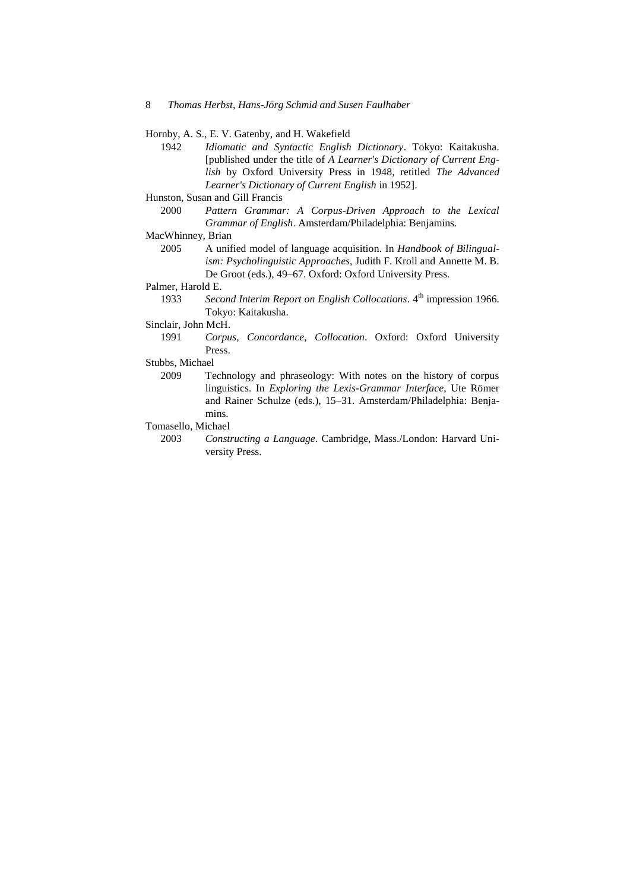Hornby, A. S., E. V. Gatenby, and H. Wakefield

1942 *Idiomatic and Syntactic English Dictionary*. Tokyo: Kaitakusha. [published under the title of *A Learner's Dictionary of Current English* by Oxford University Press in 1948, retitled *The Advanced Learner's Dictionary of Current English* in 1952].

Hunston, Susan and Gill Francis

2000 *Pattern Grammar: A Corpus-Driven Approach to the Lexical Grammar of English*. Amsterdam/Philadelphia: Benjamins.

MacWhinney, Brian

2005 A unified model of language acquisition. In *Handbook of Bilingualism: Psycholinguistic Approaches*, Judith F. Kroll and Annette M. B. De Groot (eds.), 49–67. Oxford: Oxford University Press.

Palmer, Harold E.

1933 *Second Interim Report on English Collocations*. 4th impression 1966. Tokyo: Kaitakusha.

Sinclair, John McH.

1991 *Corpus, Concordance, Collocation*. Oxford: Oxford University Press.

Stubbs, Michael

2009 Technology and phraseology: With notes on the history of corpus linguistics. In *Exploring the Lexis-Grammar Interface*, Ute Römer and Rainer Schulze (eds.), 15–31. Amsterdam/Philadelphia: Benjamins.

Tomasello, Michael

2003 *Constructing a Language*. Cambridge, Mass./London: Harvard University Press.